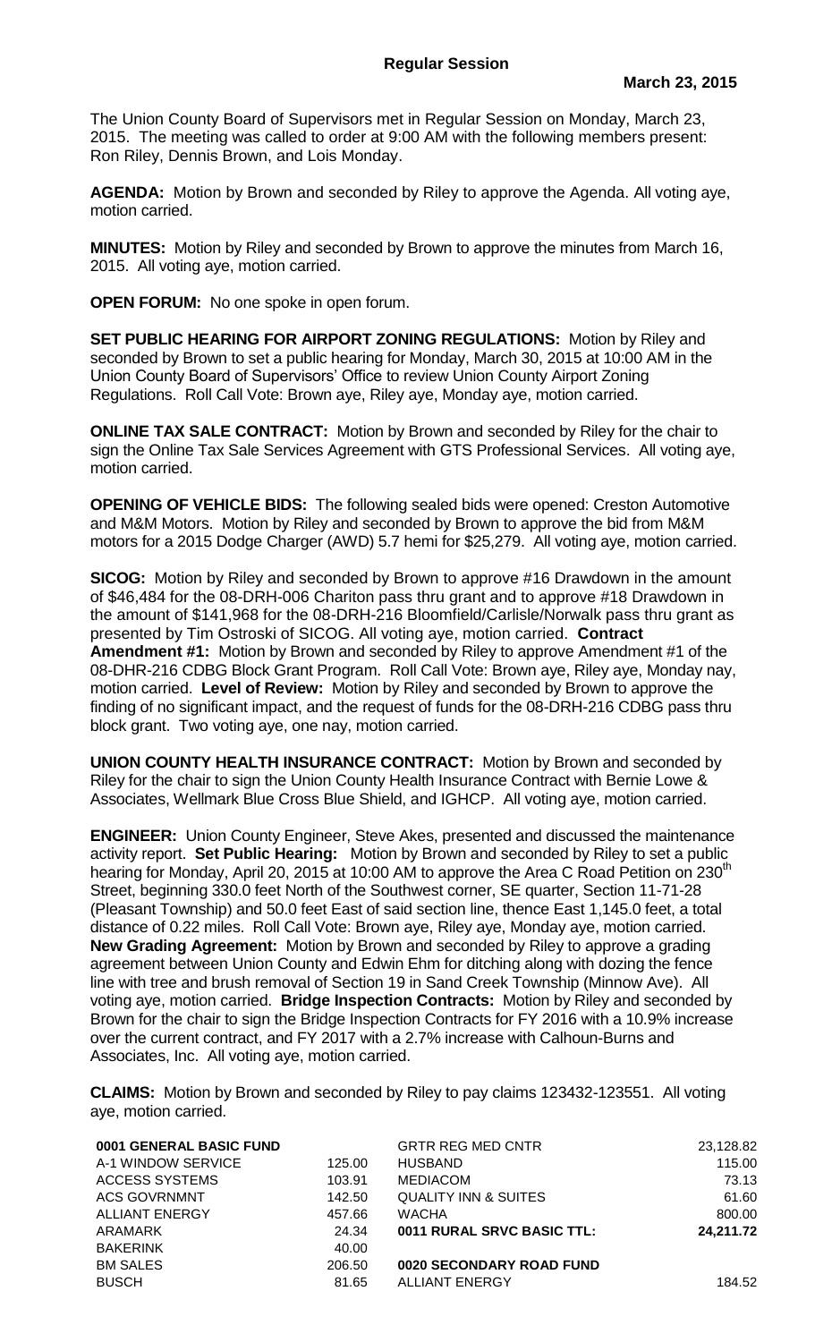## Regular Session

**March 23, 2015**

The Union County Board of Supervisors met in Regular Session on Monday, March 23, 2015. The meeting was called to order at 9:00 AM with the following members present: Ron Riley, Dennis Brown, and Lois Monday.

**AGENDA:** Motion by Brown and seconded by Riley to approve the Agenda. All voting aye, motion carried.

**MINUTES:** Motion by Riley and seconded by Brown to approve the minutes from March 16, 2015. All voting aye, motion carried.

**OPEN FORUM:** No one spoke in open forum.

**SET PUBLIC HEARING FOR AIRPORT ZONING REGULATIONS:** Motion by Riley and seconded by Brown to set a public hearing for Monday, March 30, 2015 at 10:00 AM in the Union County Board of Supervisors' Office to review Union County Airport Zoning Regulations. Roll Call Vote: Brown aye, Riley aye, Monday aye, motion carried.

**ONLINE TAX SALE CONTRACT:** Motion by Brown and seconded by Riley for the chair to sign the Online Tax Sale Services Agreement with GTS Professional Services. All voting aye, motion carried.

**OPENING OF VEHICLE BIDS:** The following sealed bids were opened: Creston Automotive and M&M Motors. Motion by Riley and seconded by Brown to approve the bid from M&M motors for a 2015 Dodge Charger (AWD) 5.7 hemi for $25,279. All voting aye, motion carried.

**SICOG:** Motion by Riley and seconded by Brown to approve #16 Drawdown in the amount of $46,484 for the 08-DRH-006 Chariton pass thru grant and to approve #18 Drawdown in the amount of $141,968 for the 08-DRH-216 Bloomfield/Carlisle/Norwalk pass thru grant as presented by Tim Ostroski of SICOG. All voting aye, motion carried. **Contract Amendment #1:** Motion by Brown and seconded by Riley to approve Amendment #1 of the 08-DHR-216 CDBG Block Grant Program. Roll Call Vote: Brown aye, Riley aye, Monday nay, motion carried. **Level of Review:** Motion by Riley and seconded by Brown to approve the finding of no significant impact, and the request of funds for the 08-DRH-216 CDBG pass thru block grant. Two voting aye, one nay, motion carried.

**UNION COUNTY HEALTH INSURANCE CONTRACT:** Motion by Brown and seconded by Riley for the chair to sign the Union County Health Insurance Contract with Bernie Lowe & Associates, Wellmark Blue Cross Blue Shield, and IGHCP. All voting aye, motion carried.

**ENGINEER:** Union County Engineer, Steve Akes, presented and discussed the maintenance activity report. **Set Public Hearing:** Motion by Brown and seconded by Riley to set a public hearing for Monday, April 20, 2015 at 10:00 AM to approve the Area C Road Petition on 230th Street, beginning 330.0 feet North of the Southwest corner, SE quarter, Section 11-71-28 (Pleasant Township) and 50.0 feet East of said section line, thence East 1,145.0 feet, a total distance of 0.22 miles. Roll Call Vote: Brown aye, Riley aye, Monday aye, motion carried. **New Grading Agreement:** Motion by Brown and seconded by Riley to approve a grading agreement between Union County and Edwin Ehm for ditching along with dozing the fence line with tree and brush removal of Section 19 in Sand Creek Township (Minnow Ave). All voting aye, motion carried. **Bridge Inspection Contracts:** Motion by Riley and seconded by Brown for the chair to sign the Bridge Inspection Contracts for FY 2016 with a 10.9% increase over the current contract, and FY 2017 with a 2.7% increase with Calhoun-Burns and Associates, Inc. All voting aye, motion carried.

**CLAIMS:** Motion by Brown and seconded by Riley to pay claims 123432-123551. All voting aye, motion carried.

| **0001 GENERAL BASIC FUND** | |
|---|---|
| A-1 WINDOW SERVICE | 125.00 |
| ACCESS SYSTEMS | 103.91 |
| ACS GOVRNMNT | 142.50 |
| ALLIANT ENERGY | 457.66 |
| ARAMARK | 24.34 |
| BAKERINK | 40.00 |
| BM SALES | 206.50 |
| BUSCH | 81.65 |

| | |
|---|---|
| GRTR REG MED CNTR | 23,128.82 |
| HUSBAND | 115.00 |
| MEDIACOM | 73.13 |
| QUALITY INN & SUITES | 61.60 |
| WACHA | 800.00 |
| **0011 RURAL SRVC BASIC TTL:** | **24,211.72** |

| **0020 SECONDARY ROAD FUND** | |
|---|---|
| ALLIANT ENERGY | 184.52 |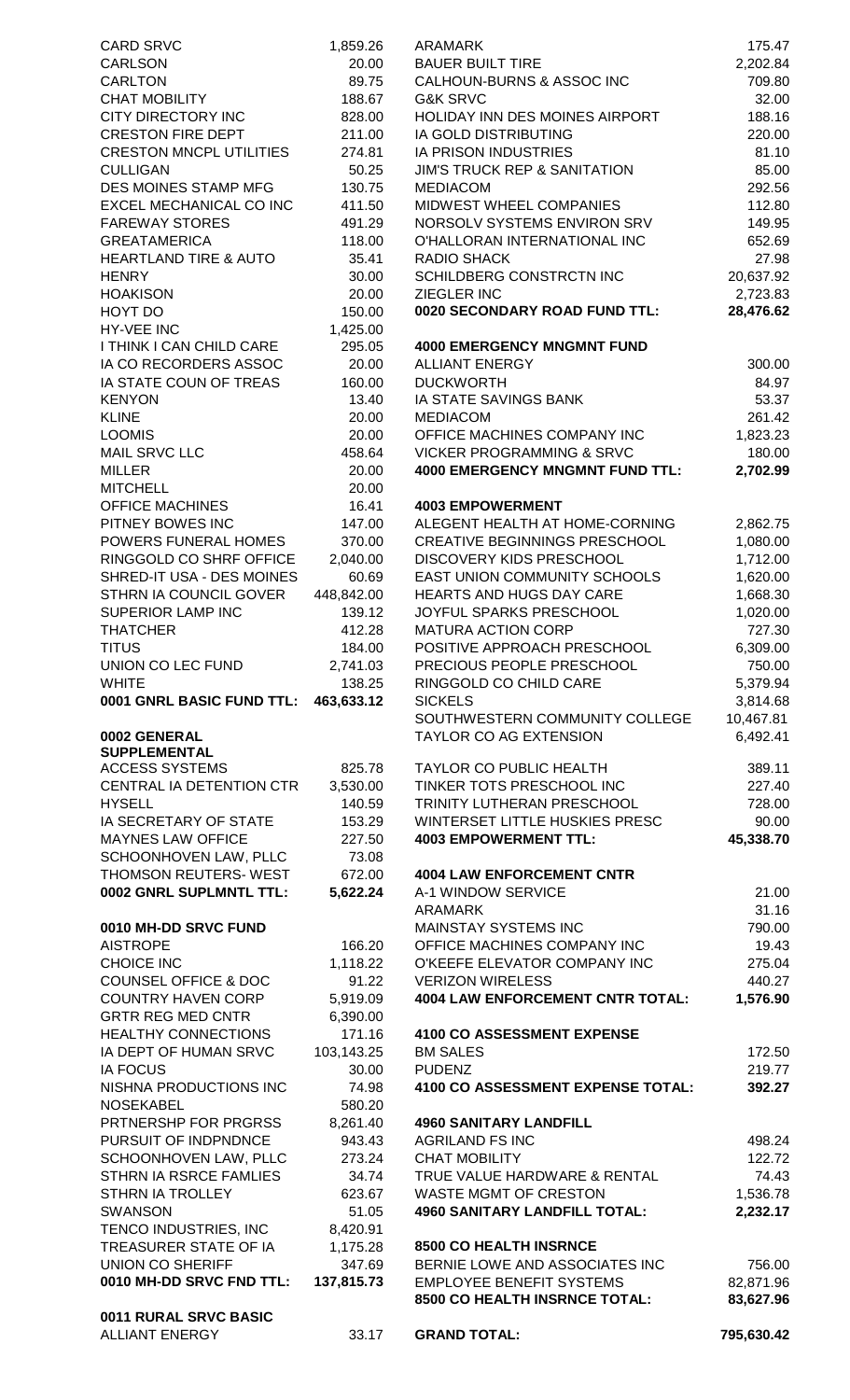| | |
|---|---|
| CARD SRVC | 1,859.26 |
| CARLSON | 20.00 |
| CARLTON | 89.75 |
| CHAT MOBILITY | 188.67 |
| CITY DIRECTORY INC | 828.00 |
| CRESTON FIRE DEPT | 211.00 |
| CRESTON MNCPL UTILITIES | 274.81 |
| CULLIGAN | 50.25 |
| DES MOINES STAMP MFG | 130.75 |
| EXCEL MECHANICAL CO INC | 411.50 |
| FAREWAY STORES | 491.29 |
| GREATAMERICA | 118.00 |
| HEARTLAND TIRE & AUTO | 35.41 |
| HENRY | 30.00 |
| HOAKISON | 20.00 |
| HOYT DO | 150.00 |
| HY-VEE INC | 1,425.00 |
| I THINK I CAN CHILD CARE | 295.05 |
| IA CO RECORDERS ASSOC | 20.00 |
| IA STATE COUN OF TREAS | 160.00 |
| KENYON | 13.40 |
| KLINE | 20.00 |
| LOOMIS | 20.00 |
| MAIL SRVC LLC | 458.64 |
| MILLER | 20.00 |
| MITCHELL | 20.00 |
| OFFICE MACHINES | 16.41 |
| PITNEY BOWES INC | 147.00 |
| POWERS FUNERAL HOMES | 370.00 |
| RINGGOLD CO SHRF OFFICE | 2,040.00 |
| SHRED-IT USA - DES MOINES | 60.69 |
| STHRN IA COUNCIL GOVER | 448,842.00 |
| SUPERIOR LAMP INC | 139.12 |
| THATCHER | 412.28 |
| TITUS | 184.00 |
| UNION CO LEC FUND | 2,741.03 |
| WHITE | 138.25 |
| **0001 GNRL BASIC FUND TTL:** | **463,633.12** |

**0002 GENERAL SUPPLEMENTAL**

| | |
|---|---|
| ACCESS SYSTEMS | 825.78 |
| CENTRAL IA DETENTION CTR | 3,530.00 |
| HYSELL | 140.59 |
| IA SECRETARY OF STATE | 153.29 |
| MAYNES LAW OFFICE | 227.50 |
| SCHOONHOVEN LAW, PLLC | 73.08 |
| THOMSON REUTERS- WEST | 672.00 |
| **0002 GNRL SUPLMNTL TTL:** | **5,622.24** |

**0010 MH-DD SRVC FUND**

| | |
|---|---|
| AISTROPE | 166.20 |
| CHOICE INC | 1,118.22 |
| COUNSEL OFFICE & DOC | 91.22 |
| COUNTRY HAVEN CORP | 5,919.09 |
| GRTR REG MED CNTR | 6,390.00 |
| HEALTHY CONNECTIONS | 171.16 |
| IA DEPT OF HUMAN SRVC | 103,143.25 |
| IA FOCUS | 30.00 |
| NISHNA PRODUCTIONS INC | 74.98 |
| NOSEKABEL | 580.20 |
| PRTNERSHP FOR PRGRSS | 8,261.40 |
| PURSUIT OF INDPNDNCE | 943.43 |
| SCHOONHOVEN LAW, PLLC | 273.24 |
| STHRN IA RSRCE FAMLIES | 34.74 |
| STHRN IA TROLLEY | 623.67 |
| SWANSON | 51.05 |
| TENCO INDUSTRIES, INC | 8,420.91 |
| TREASURER STATE OF IA | 1,175.28 |
| UNION CO SHERIFF | 347.69 |
| **0010 MH-DD SRVC FND TTL:** | **137,815.73** |

**0011 RURAL SRVC BASIC**

| | |
|---|---|
| ALLIANT ENERGY | 33.17 |
| ARAMARK | 175.47 |
| BAUER BUILT TIRE | 2,202.84 |
| CALHOUN-BURNS & ASSOC INC | 709.80 |
| G&K SRVC | 32.00 |
| HOLIDAY INN DES MOINES AIRPORT | 188.16 |
| IA GOLD DISTRIBUTING | 220.00 |
| IA PRISON INDUSTRIES | 81.10 |
| JIM'S TRUCK REP & SANITATION | 85.00 |
| MEDIACOM | 292.56 |
| MIDWEST WHEEL COMPANIES | 112.80 |
| NORSOLV SYSTEMS ENVIRON SRV | 149.95 |
| O'HALLORAN INTERNATIONAL INC | 652.69 |
| RADIO SHACK | 27.98 |
| SCHILDBERG CONSTRCTN INC | 20,637.92 |
| ZIEGLER INC | 2,723.83 |
| **0020 SECONDARY ROAD FUND TTL:** | **28,476.62** |

**4000 EMERGENCY MNGMNT FUND**

| | |
|---|---|
| ALLIANT ENERGY | 300.00 |
| DUCKWORTH | 84.97 |
| IA STATE SAVINGS BANK | 53.37 |
| MEDIACOM | 261.42 |
| OFFICE MACHINES COMPANY INC | 1,823.23 |
| VICKER PROGRAMMING & SRVC | 180.00 |
| **4000 EMERGENCY MNGMNT FUND TTL:** | **2,702.99** |

**4003 EMPOWERMENT**

| | |
|---|---|
| ALEGENT HEALTH AT HOME-CORNING | 2,862.75 |
| CREATIVE BEGINNINGS PRESCHOOL | 1,080.00 |
| DISCOVERY KIDS PRESCHOOL | 1,712.00 |
| EAST UNION COMMUNITY SCHOOLS | 1,620.00 |
| HEARTS AND HUGS DAY CARE | 1,668.30 |
| JOYFUL SPARKS PRESCHOOL | 1,020.00 |
| MATURA ACTION CORP | 727.30 |
| POSITIVE APPROACH PRESCHOOL | 6,309.00 |
| PRECIOUS PEOPLE PRESCHOOL | 750.00 |
| RINGGOLD CO CHILD CARE | 5,379.94 |
| SICKELS | 3,814.68 |
| SOUTHWESTERN COMMUNITY COLLEGE | 10,467.81 |
| TAYLOR CO AG EXTENSION | 6,492.41 |
| TAYLOR CO PUBLIC HEALTH | 389.11 |
| TINKER TOTS PRESCHOOL INC | 227.40 |
| TRINITY LUTHERAN PRESCHOOL | 728.00 |
| WINTERSET LITTLE HUSKIES PRESC | 90.00 |
| **4003 EMPOWERMENT TTL:** | **45,338.70** |

**4004 LAW ENFORCEMENT CNTR**

| | |
|---|---|
| A-1 WINDOW SERVICE | 21.00 |
| ARAMARK | 31.16 |
| MAINSTAY SYSTEMS INC | 790.00 |
| OFFICE MACHINES COMPANY INC | 19.43 |
| O'KEEFE ELEVATOR COMPANY INC | 275.04 |
| VERIZON WIRELESS | 440.27 |
| **4004 LAW ENFORCEMENT CNTR TOTAL:** | **1,576.90** |

**4100 CO ASSESSMENT EXPENSE**

| | |
|---|---|
| BM SALES | 172.50 |
| PUDENZ | 219.77 |
| **4100 CO ASSESSMENT EXPENSE TOTAL:** | **392.27** |

**4960 SANITARY LANDFILL**

| | |
|---|---|
| AGRILAND FS INC | 498.24 |
| CHAT MOBILITY | 122.72 |
| TRUE VALUE HARDWARE & RENTAL | 74.43 |
| WASTE MGMT OF CRESTON | 1,536.78 |
| **4960 SANITARY LANDFILL TOTAL:** | **2,232.17** |

**8500 CO HEALTH INSRNCE**

| | |
|---|---|
| BERNIE LOWE AND ASSOCIATES INC | 756.00 |
| EMPLOYEE BENEFIT SYSTEMS | 82,871.96 |
| **8500 CO HEALTH INSRNCE TOTAL:** | **83,627.96** |

| | |
|---|---|
| **GRAND TOTAL:** | **795,630.42** |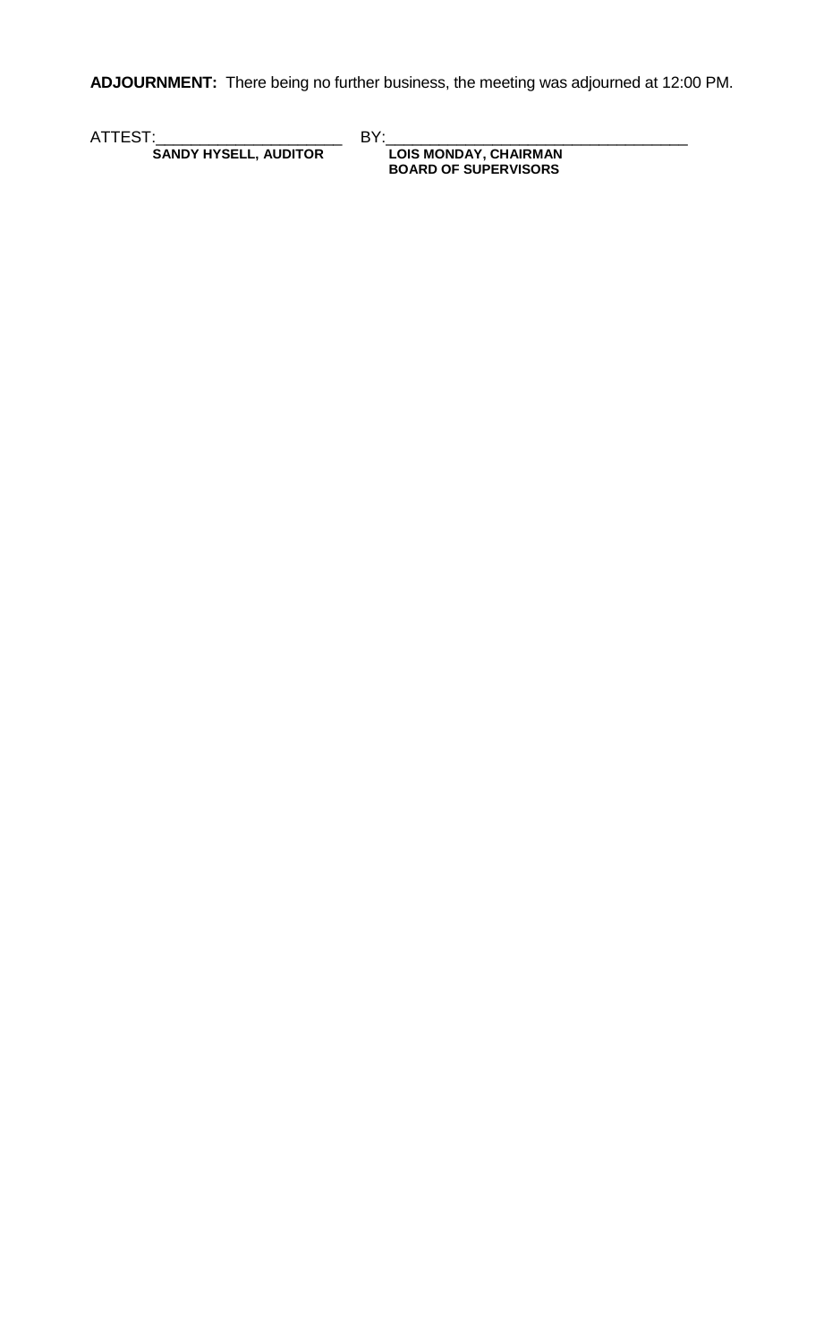**ADJOURNMENT:** There being no further business, the meeting was adjourned at 12:00 PM.

ATTEST:______________________ BY:___________________________________

**SANDY HYSELL, AUDITOR**

**LOIS MONDAY, CHAIRMAN**
**BOARD OF SUPERVISORS**